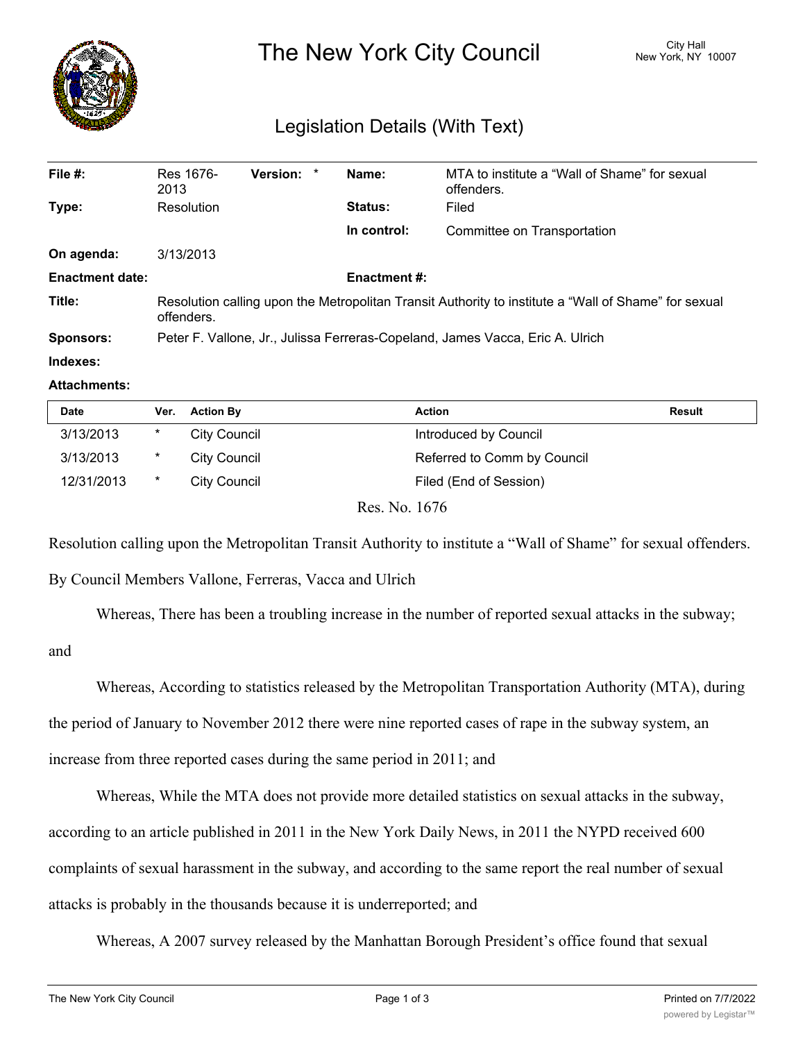# The New York City Council

City Hall
New York, NY 10007

## Legislation Details (With Text)

| | | | | | |
|---|---|---|---|---|---|
| **File #:** | Res 1676-2013 | **Version:** | * | **Name:** | MTA to institute a “Wall of Shame” for sexual offenders. |
| **Type:** | Resolution | | | **Status:** | Filed |
| | | | | **In control:** | Committee on Transportation |
| **On agenda:** | 3/13/2013 | | | | |
| **Enactment date:** | | | | **Enactment #:** | |

**Title:** Resolution calling upon the Metropolitan Transit Authority to institute a “Wall of Shame” for sexual offenders.

**Sponsors:** Peter F. Vallone, Jr., Julissa Ferreras-Copeland, James Vacca, Eric A. Ulrich

**Indexes:**

**Attachments:**

| Date | Ver. | Action By | Action | Result |
|---|---|---|---|---|
| 3/13/2013 | * | City Council | Introduced by Council | |
| 3/13/2013 | * | City Council | Referred to Comm by Council | |
| 12/31/2013 | * | City Council | Filed (End of Session) | |

Res. No. 1676

Resolution calling upon the Metropolitan Transit Authority to institute a “Wall of Shame” for sexual offenders.

By Council Members Vallone, Ferreras, Vacca and Ulrich

Whereas, There has been a troubling increase in the number of reported sexual attacks in the subway; and

Whereas, According to statistics released by the Metropolitan Transportation Authority (MTA), during the period of January to November 2012 there were nine reported cases of rape in the subway system, an increase from three reported cases during the same period in 2011; and

Whereas, While the MTA does not provide more detailed statistics on sexual attacks in the subway, according to an article published in 2011 in the New York Daily News, in 2011 the NYPD received 600 complaints of sexual harassment in the subway, and according to the same report the real number of sexual attacks is probably in the thousands because it is underreported; and

Whereas, A 2007 survey released by the Manhattan Borough President’s office found that sexual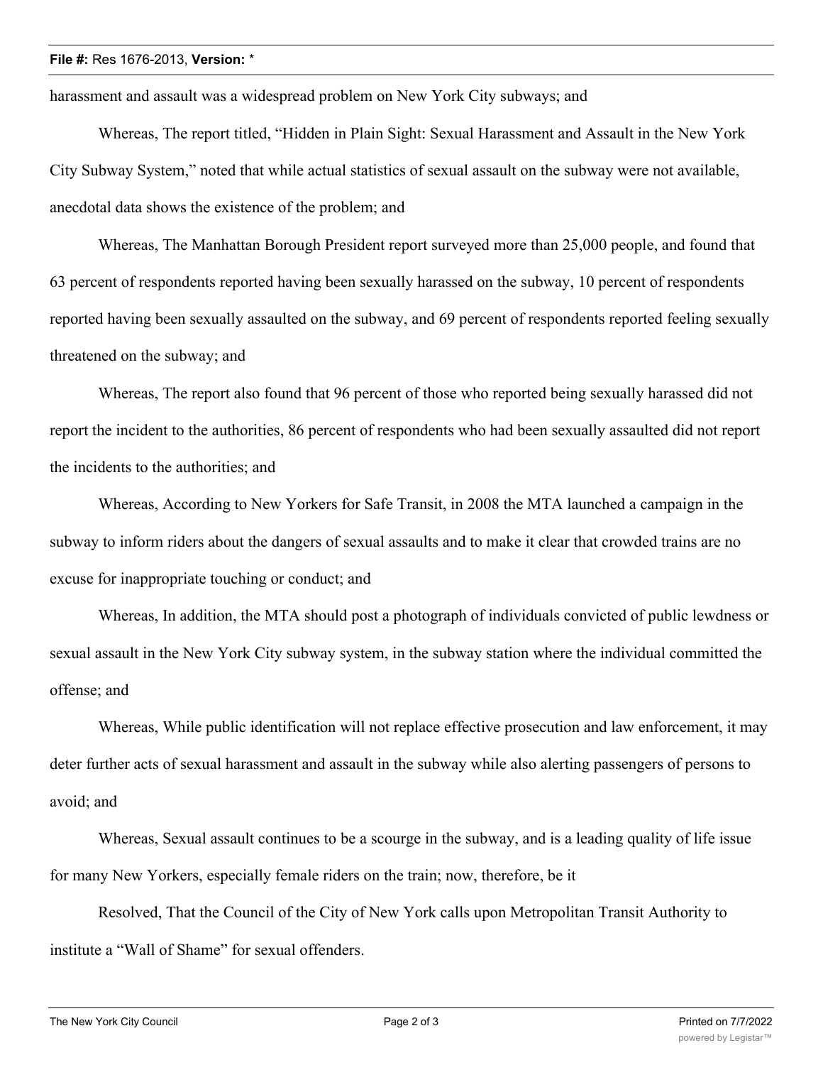harassment and assault was a widespread problem on New York City subways; and

Whereas, The report titled, "Hidden in Plain Sight: Sexual Harassment and Assault in the New York City Subway System," noted that while actual statistics of sexual assault on the subway were not available, anecdotal data shows the existence of the problem; and

Whereas, The Manhattan Borough President report surveyed more than 25,000 people, and found that 63 percent of respondents reported having been sexually harassed on the subway, 10 percent of respondents reported having been sexually assaulted on the subway, and 69 percent of respondents reported feeling sexually threatened on the subway; and

Whereas, The report also found that 96 percent of those who reported being sexually harassed did not report the incident to the authorities, 86 percent of respondents who had been sexually assaulted did not report the incidents to the authorities; and

Whereas, According to New Yorkers for Safe Transit, in 2008 the MTA launched a campaign in the subway to inform riders about the dangers of sexual assaults and to make it clear that crowded trains are no excuse for inappropriate touching or conduct; and

Whereas, In addition, the MTA should post a photograph of individuals convicted of public lewdness or sexual assault in the New York City subway system, in the subway station where the individual committed the offense; and

Whereas, While public identification will not replace effective prosecution and law enforcement, it may deter further acts of sexual harassment and assault in the subway while also alerting passengers of persons to avoid; and

Whereas, Sexual assault continues to be a scourge in the subway, and is a leading quality of life issue for many New Yorkers, especially female riders on the train; now, therefore, be it

Resolved, That the Council of the City of New York calls upon Metropolitan Transit Authority to institute a "Wall of Shame" for sexual offenders.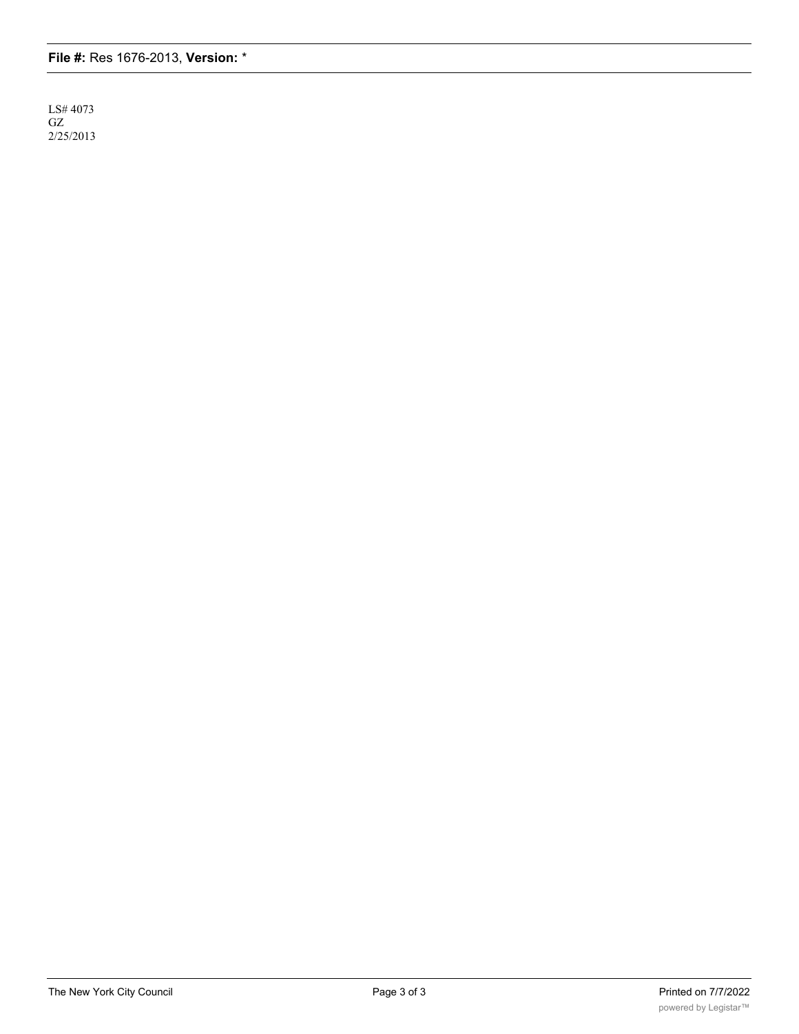LS# 4073
GZ
2/25/2013